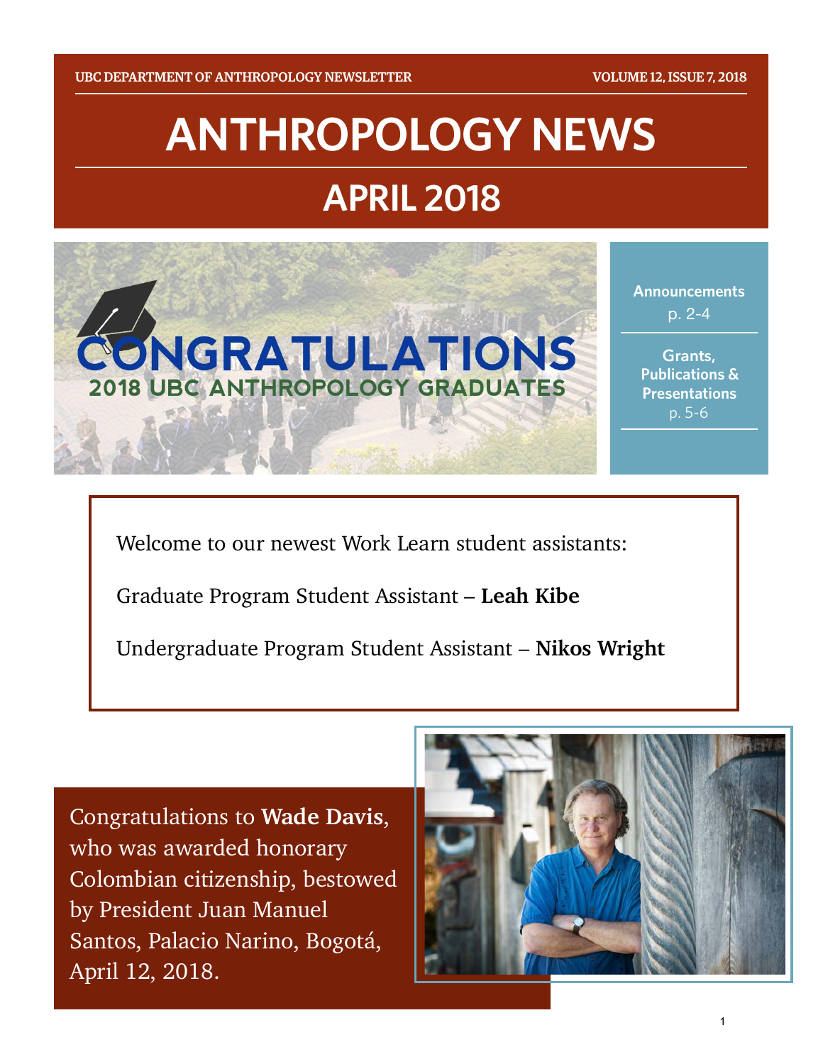UBC DEPARTMENT OF ANTHROPOLOGY NEWSLETTER — VOLUME 12, ISSUE 7, 2018

# ANTHROPOLOGY NEWS

## APRIL 2018

CONGRATULATIONS
2018 UBC ANTHROPOLOGY GRADUATES

**Announcements** p. 2-4

**Grants, Publications & Presentations** p. 5-6

Welcome to our newest Work Learn student assistants:

Graduate Program Student Assistant – **Leah Kibe**

Undergraduate Program Student Assistant – **Nikos Wright**

Congratulations to **Wade Davis**, who was awarded honorary Colombian citizenship, bestowed by President Juan Manuel Santos, Palacio Narino, Bogotá, April 12, 2018.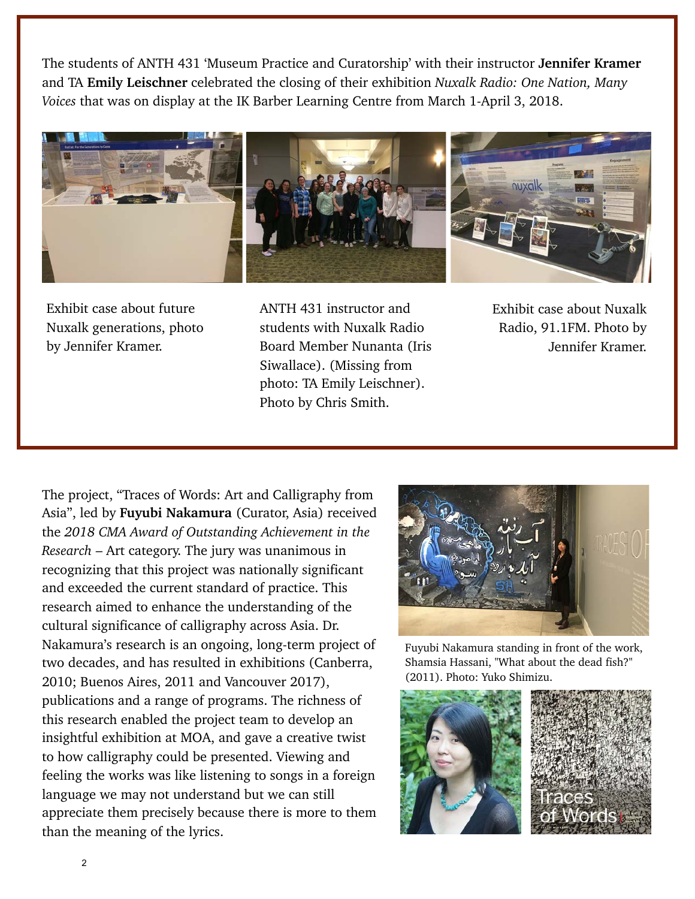The students of ANTH 431 'Museum Practice and Curatorship' with their instructor **Jennifer Kramer** and TA **Emily Leischner** celebrated the closing of their exhibition *Nuxalk Radio: One Nation, Many Voices* that was on display at the IK Barber Learning Centre from March 1-April 3, 2018.

Exhibit case about future Nuxalk generations, photo by Jennifer Kramer.

ANTH 431 instructor and students with Nuxalk Radio Board Member Nunanta (Iris Siwallace). (Missing from photo: TA Emily Leischner). Photo by Chris Smith.

Exhibit case about Nuxalk Radio, 91.1FM. Photo by Jennifer Kramer.

The project, "Traces of Words: Art and Calligraphy from Asia", led by **Fuyubi Nakamura** (Curator, Asia) received the *2018 CMA Award of Outstanding Achievement in the Research* – Art category. The jury was unanimous in recognizing that this project was nationally significant and exceeded the current standard of practice. This research aimed to enhance the understanding of the cultural significance of calligraphy across Asia. Dr. Nakamura's research is an ongoing, long-term project of two decades, and has resulted in exhibitions (Canberra, 2010; Buenos Aires, 2011 and Vancouver 2017), publications and a range of programs. The richness of this research enabled the project team to develop an insightful exhibition at MOA, and gave a creative twist to how calligraphy could be presented. Viewing and feeling the works was like listening to songs in a foreign language we may not understand but we can still appreciate them precisely because there is more to them than the meaning of the lyrics.

Fuyubi Nakamura standing in front of the work, Shamsia Hassani, "What about the dead fish?" (2011). Photo: Yuko Shimizu.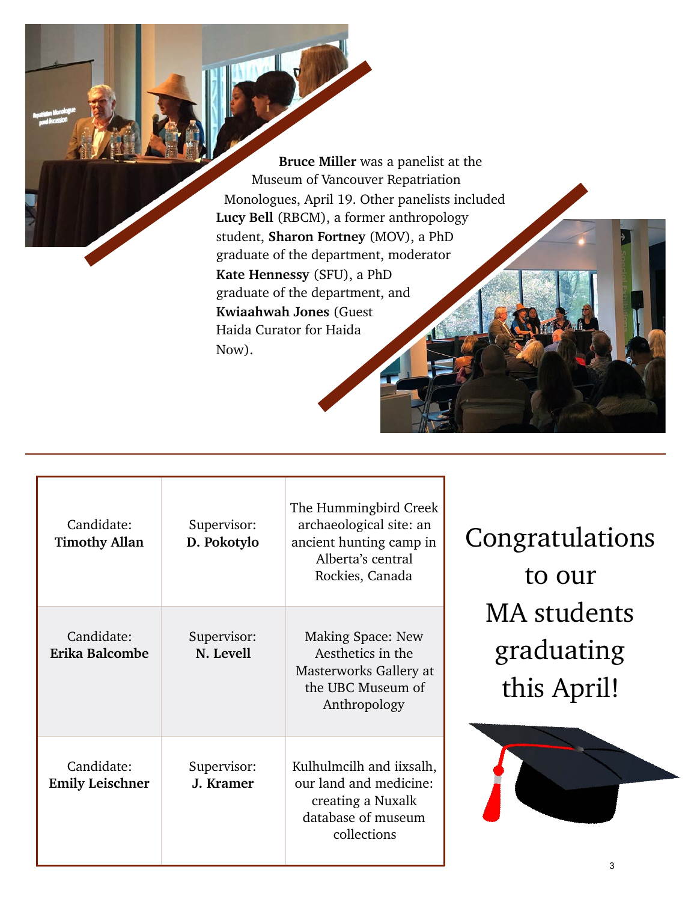**Bruce Miller** was a panelist at the Museum of Vancouver Repatriation Monologues, April 19. Other panelists included **Lucy Bell** (RBCM), a former anthropology student, **Sharon Fortney** (MOV), a PhD graduate of the department, moderator **Kate Hennessy** (SFU), a PhD graduate of the department, and **Kwiaahwah Jones** (Guest Haida Curator for Haida Now).

---

Congratulations to our MA students graduating this April!

| Candidate | Supervisor | Thesis |
|---|---|---|
| Candidate: **Timothy Allan** | Supervisor: **D. Pokotylo** | The Hummingbird Creek archaeological site: an ancient hunting camp in Alberta's central Rockies, Canada |
| Candidate: **Erika Balcombe** | Supervisor: **N. Levell** | Making Space: New Aesthetics in the Masterworks Gallery at the UBC Museum of Anthropology |
| Candidate: **Emily Leischner** | Supervisor: **J. Kramer** | Kulhulmcilh and iixsalh, our land and medicine: creating a Nuxalk database of museum collections |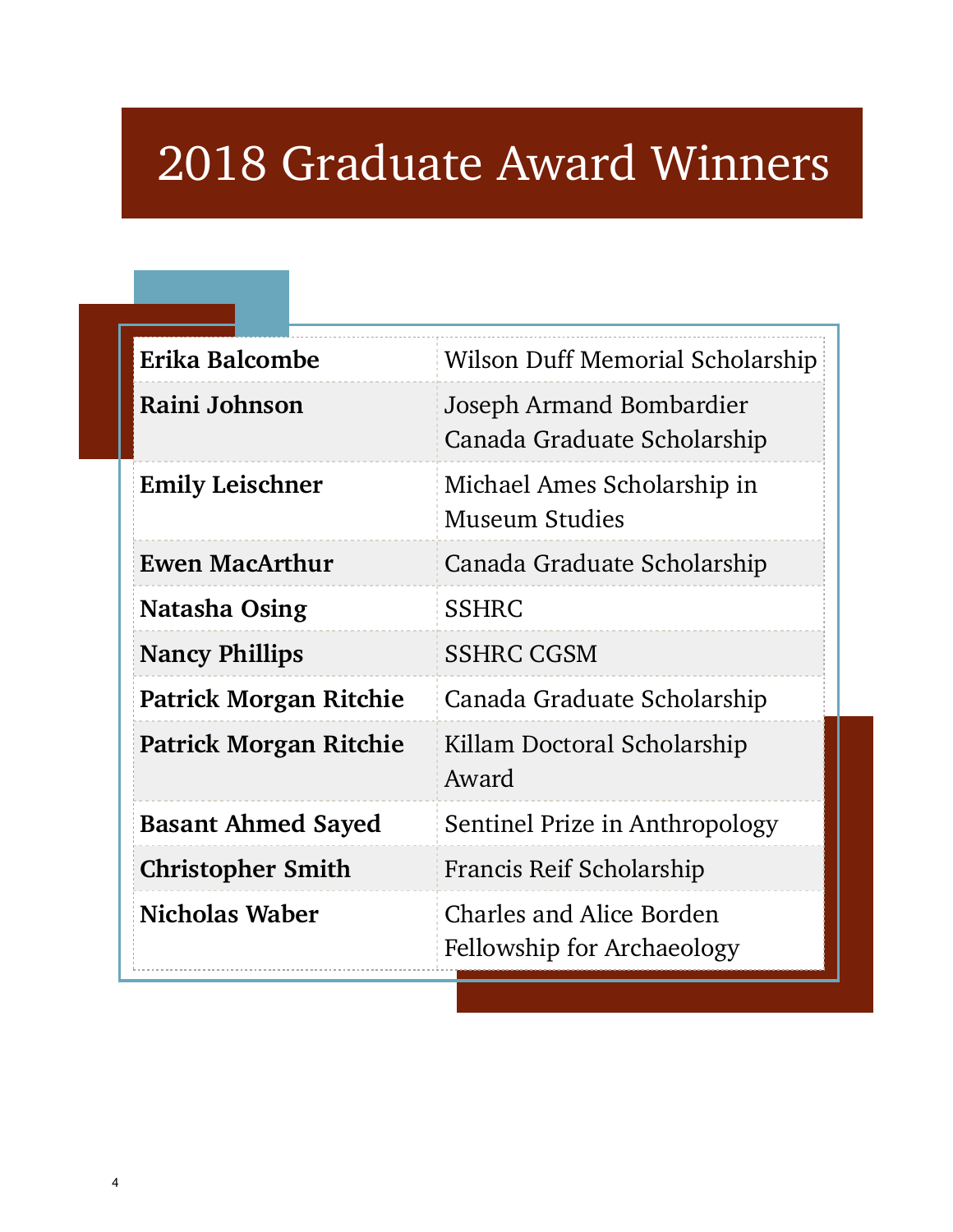# 2018 Graduate Award Winners

| | |
|---|---|
| **Erika Balcombe** | Wilson Duff Memorial Scholarship |
| **Raini Johnson** | Joseph Armand Bombardier Canada Graduate Scholarship |
| **Emily Leischner** | Michael Ames Scholarship in Museum Studies |
| **Ewen MacArthur** | Canada Graduate Scholarship |
| **Natasha Osing** | SSHRC |
| **Nancy Phillips** | SSHRC CGSM |
| **Patrick Morgan Ritchie** | Canada Graduate Scholarship |
| **Patrick Morgan Ritchie** | Killam Doctoral Scholarship Award |
| **Basant Ahmed Sayed** | Sentinel Prize in Anthropology |
| **Christopher Smith** | Francis Reif Scholarship |
| **Nicholas Waber** | Charles and Alice Borden Fellowship for Archaeology |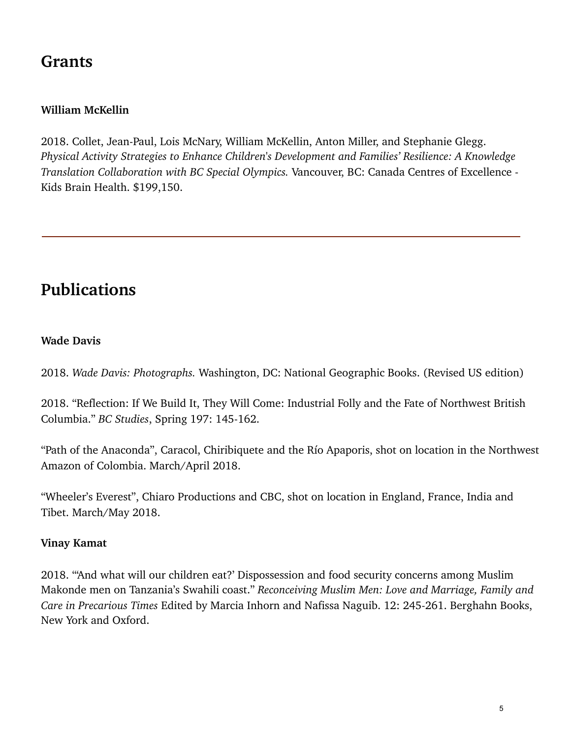## Grants

**William McKellin**

2018. Collet, Jean-Paul, Lois McNary, William McKellin, Anton Miller, and Stephanie Glegg. *Physical Activity Strategies to Enhance Children's Development and Families' Resilience: A Knowledge Translation Collaboration with BC Special Olympics.* Vancouver, BC: Canada Centres of Excellence - Kids Brain Health. $199,150.

---

## Publications

**Wade Davis**

2018. *Wade Davis: Photographs.* Washington, DC: National Geographic Books. (Revised US edition)

2018. "Reflection: If We Build It, They Will Come: Industrial Folly and the Fate of Northwest British Columbia." *BC Studies*, Spring 197: 145-162.

"Path of the Anaconda", Caracol, Chiribiquete and the Río Apaporis, shot on location in the Northwest Amazon of Colombia. March/April 2018.

"Wheeler's Everest", Chiaro Productions and CBC, shot on location in England, France, India and Tibet. March/May 2018.

**Vinay Kamat**

2018. "'And what will our children eat?' Dispossession and food security concerns among Muslim Makonde men on Tanzania's Swahili coast." *Reconceiving Muslim Men: Love and Marriage, Family and Care in Precarious Times* Edited by Marcia Inhorn and Nafissa Naguib. 12: 245-261. Berghahn Books, New York and Oxford.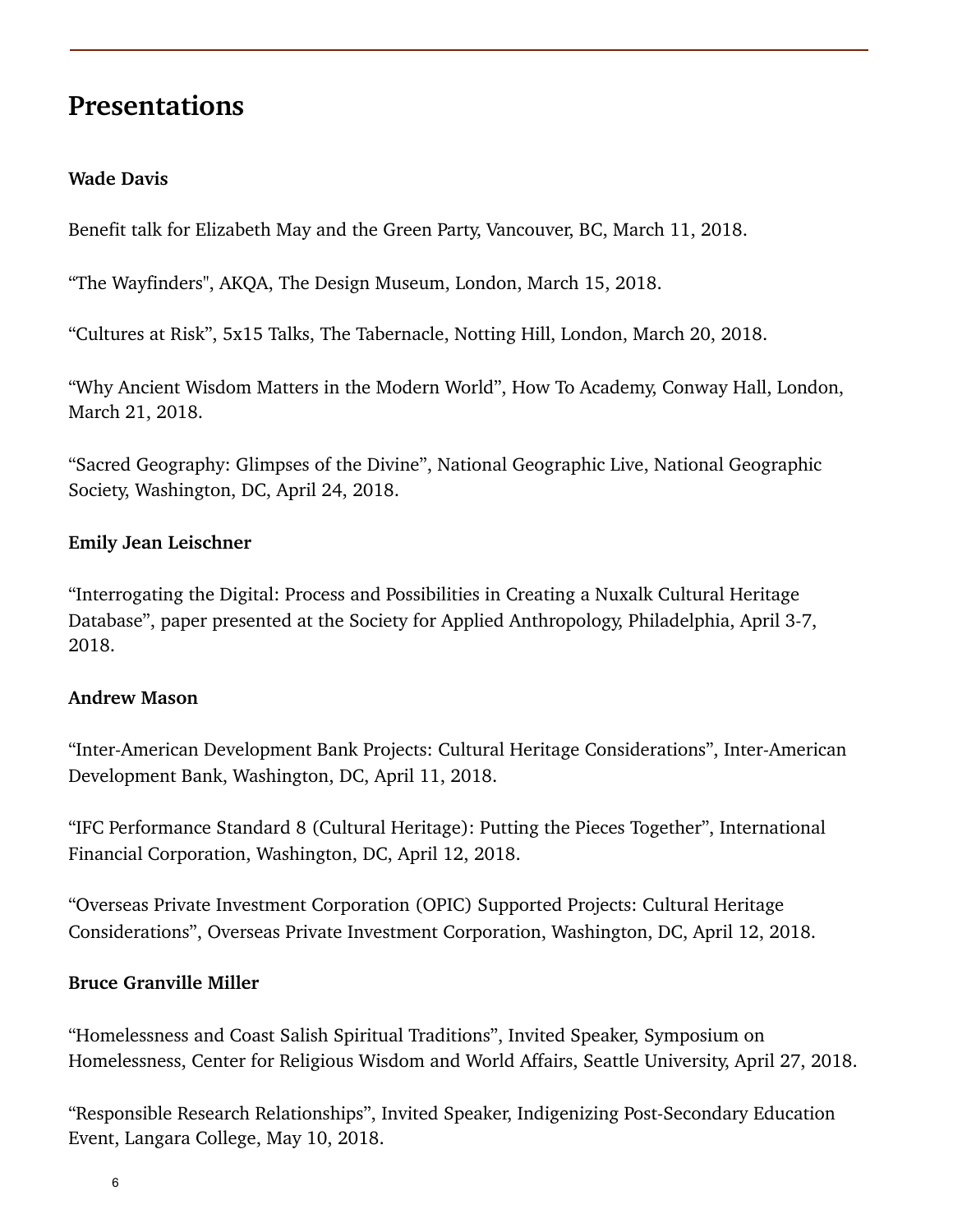## Presentations

**Wade Davis**

Benefit talk for Elizabeth May and the Green Party, Vancouver, BC, March 11, 2018.

“The Wayfinders", AKQA, The Design Museum, London, March 15, 2018.

“Cultures at Risk”, 5x15 Talks, The Tabernacle, Notting Hill, London, March 20, 2018.

“Why Ancient Wisdom Matters in the Modern World”, How To Academy, Conway Hall, London, March 21, 2018.

“Sacred Geography: Glimpses of the Divine”, National Geographic Live, National Geographic Society, Washington, DC, April 24, 2018.

**Emily Jean Leischner**

“Interrogating the Digital: Process and Possibilities in Creating a Nuxalk Cultural Heritage Database”, paper presented at the Society for Applied Anthropology, Philadelphia, April 3-7, 2018.

**Andrew Mason**

“Inter-American Development Bank Projects: Cultural Heritage Considerations”, Inter-American Development Bank, Washington, DC, April 11, 2018.

“IFC Performance Standard 8 (Cultural Heritage): Putting the Pieces Together”, International Financial Corporation, Washington, DC, April 12, 2018.

“Overseas Private Investment Corporation (OPIC) Supported Projects: Cultural Heritage Considerations”, Overseas Private Investment Corporation, Washington, DC, April 12, 2018.

**Bruce Granville Miller**

“Homelessness and Coast Salish Spiritual Traditions”, Invited Speaker, Symposium on Homelessness, Center for Religious Wisdom and World Affairs, Seattle University, April 27, 2018.

“Responsible Research Relationships”, Invited Speaker, Indigenizing Post-Secondary Education Event, Langara College, May 10, 2018.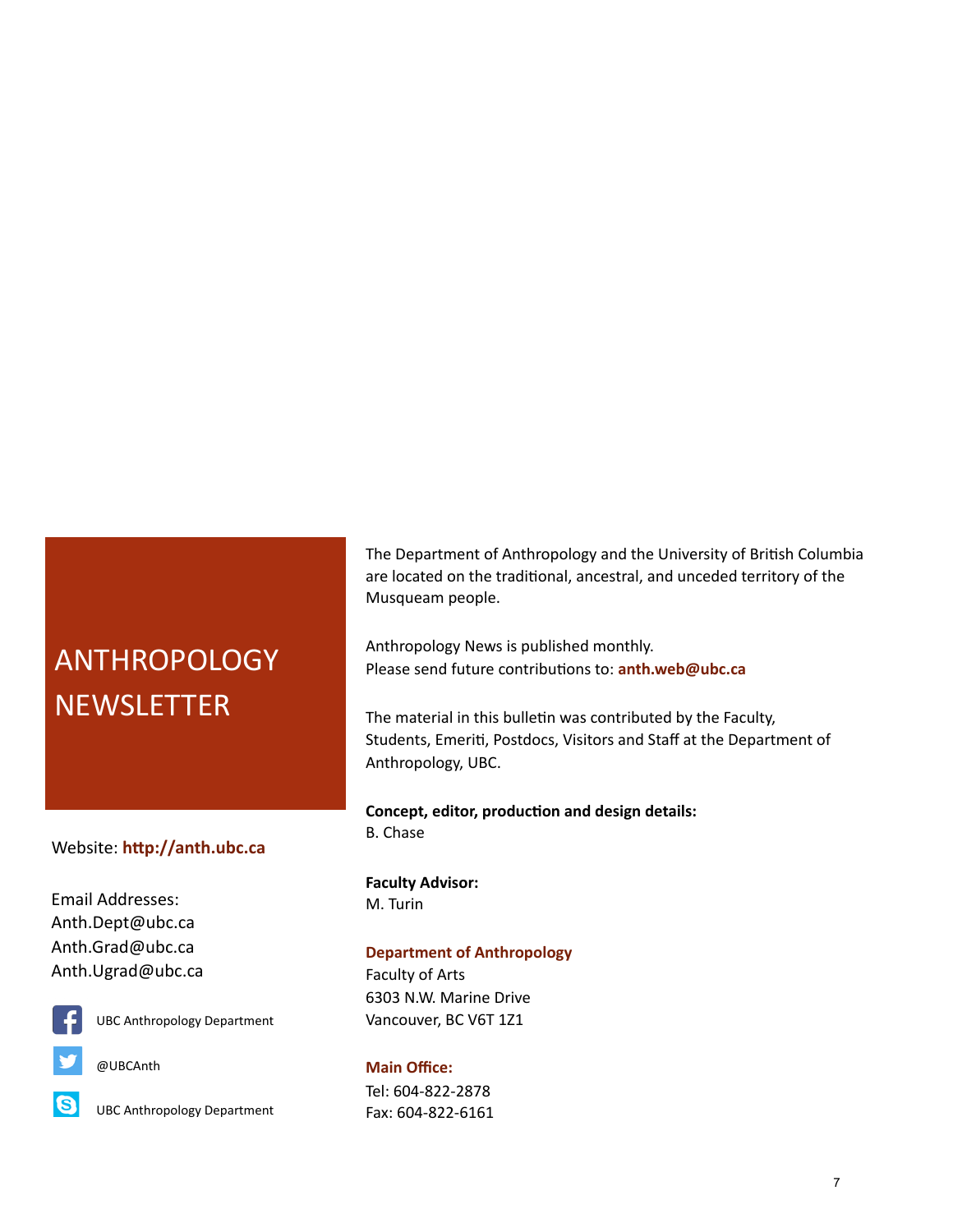# ANTHROPOLOGY NEWSLETTER

Website: **http://anth.ubc.ca**

Email Addresses:
Anth.Dept@ubc.ca
Anth.Grad@ubc.ca
Anth.Ugrad@ubc.ca

UBC Anthropology Department

@UBCAnth

UBC Anthropology Department

The Department of Anthropology and the University of British Columbia are located on the traditional, ancestral, and unceded territory of the Musqueam people.

Anthropology News is published monthly.
Please send future contributions to: **anth.web@ubc.ca**

The material in this bulletin was contributed by the Faculty, Students, Emeriti, Postdocs, Visitors and Staff at the Department of Anthropology, UBC.

**Concept, editor, production and design details:**
B. Chase

**Faculty Advisor:**
M. Turin

**Department of Anthropology**
Faculty of Arts
6303 N.W. Marine Drive
Vancouver, BC V6T 1Z1

**Main Office:**
Tel: 604-822-2878
Fax: 604-822-6161